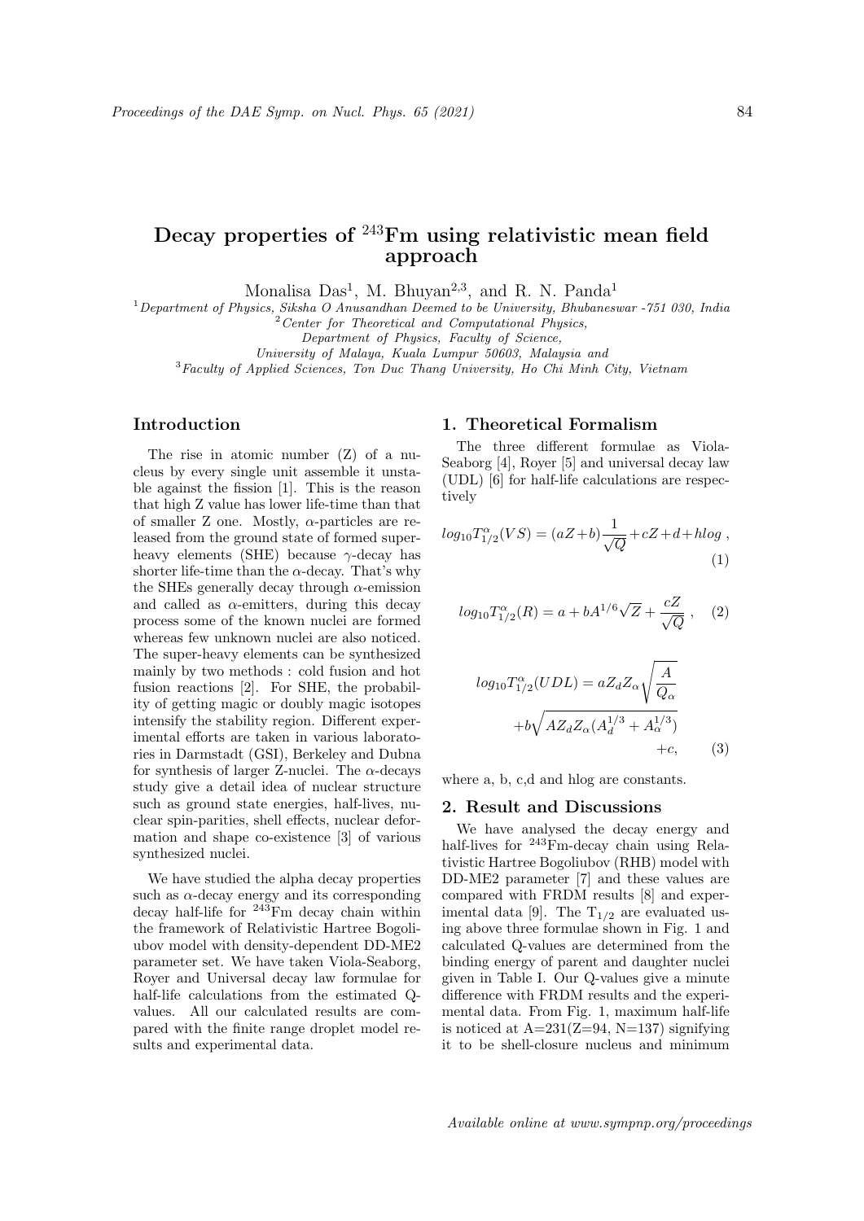# Decay properties of $^{243}$Fm using relativistic mean field approach

Monalisa Das[1], M. Bhuyan[2,3], and R. N. Panda[1]

[1] *Department of Physics, Siksha O Anusandhan Deemed to be University, Bhubaneswar -751 030, India*
[2] *Center for Theoretical and Computational Physics, Department of Physics, Faculty of Science, University of Malaya, Kuala Lumpur 50603, Malaysia and*
[3] *Faculty of Applied Sciences, Ton Duc Thang University, Ho Chi Minh City, Vietnam*

## Introduction

The rise in atomic number (Z) of a nucleus by every single unit assemble it unstable against the fission [1]. This is the reason that high Z value has lower life-time than that of smaller Z one. Mostly, $\alpha$-particles are released from the ground state of formed superheavy elements (SHE) because $\gamma$-decay has shorter life-time than the $\alpha$-decay. That's why the SHEs generally decay through $\alpha$-emission and called as $\alpha$-emitters, during this decay process some of the known nuclei are formed whereas few unknown nuclei are also noticed. The super-heavy elements can be synthesized mainly by two methods : cold fusion and hot fusion reactions [2]. For SHE, the probability of getting magic or doubly magic isotopes intensify the stability region. Different experimental efforts are taken in various laboratories in Darmstadt (GSI), Berkeley and Dubna for synthesis of larger Z-nuclei. The $\alpha$-decays study give a detail idea of nuclear structure such as ground state energies, half-lives, nuclear spin-parities, shell effects, nuclear deformation and shape co-existence [3] of various synthesized nuclei.

We have studied the alpha decay properties such as $\alpha$-decay energy and its corresponding decay half-life for $^{243}$Fm decay chain within the framework of Relativistic Hartree Bogoliubov model with density-dependent DD-ME2 parameter set. We have taken Viola-Seaborg, Royer and Universal decay law formulae for half-life calculations from the estimated Q-values. All our calculated results are compared with the finite range droplet model results and experimental data.

## 1. Theoretical Formalism

The three different formulae as Viola-Seaborg [4], Royer [5] and universal decay law (UDL) [6] for half-life calculations are respectively

$$log_{10}T^{\alpha}_{1/2}(VS) = (aZ+b)\frac{1}{\sqrt{Q}}+cZ+d+hlog \ , \quad (1)$$

$$log_{10}T^{\alpha}_{1/2}(R) = a + bA^{1/6}\sqrt{Z} + \frac{cZ}{\sqrt{Q}} \ , \quad (2)$$

$$log_{10}T^{\alpha}_{1/2}(UDL) = aZ_dZ_\alpha\sqrt{\frac{A}{Q_\alpha}} + b\sqrt{AZ_dZ_\alpha(A_d^{1/3}+A_\alpha^{1/3})} + c, \quad (3)$$

where a, b, c,d and hlog are constants.

## 2. Result and Discussions

We have analysed the decay energy and half-lives for $^{243}$Fm-decay chain using Relativistic Hartree Bogoliubov (RHB) model with DD-ME2 parameter [7] and these values are compared with FRDM results [8] and experimental data [9]. The $T_{1/2}$ are evaluated using above three formulae shown in Fig. 1 and calculated Q-values are determined from the binding energy of parent and daughter nuclei given in Table I. Our Q-values give a minute difference with FRDM results and the experimental data. From Fig. 1, maximum half-life is noticed at A=231(Z=94, N=137) signifying it to be shell-closure nucleus and minimum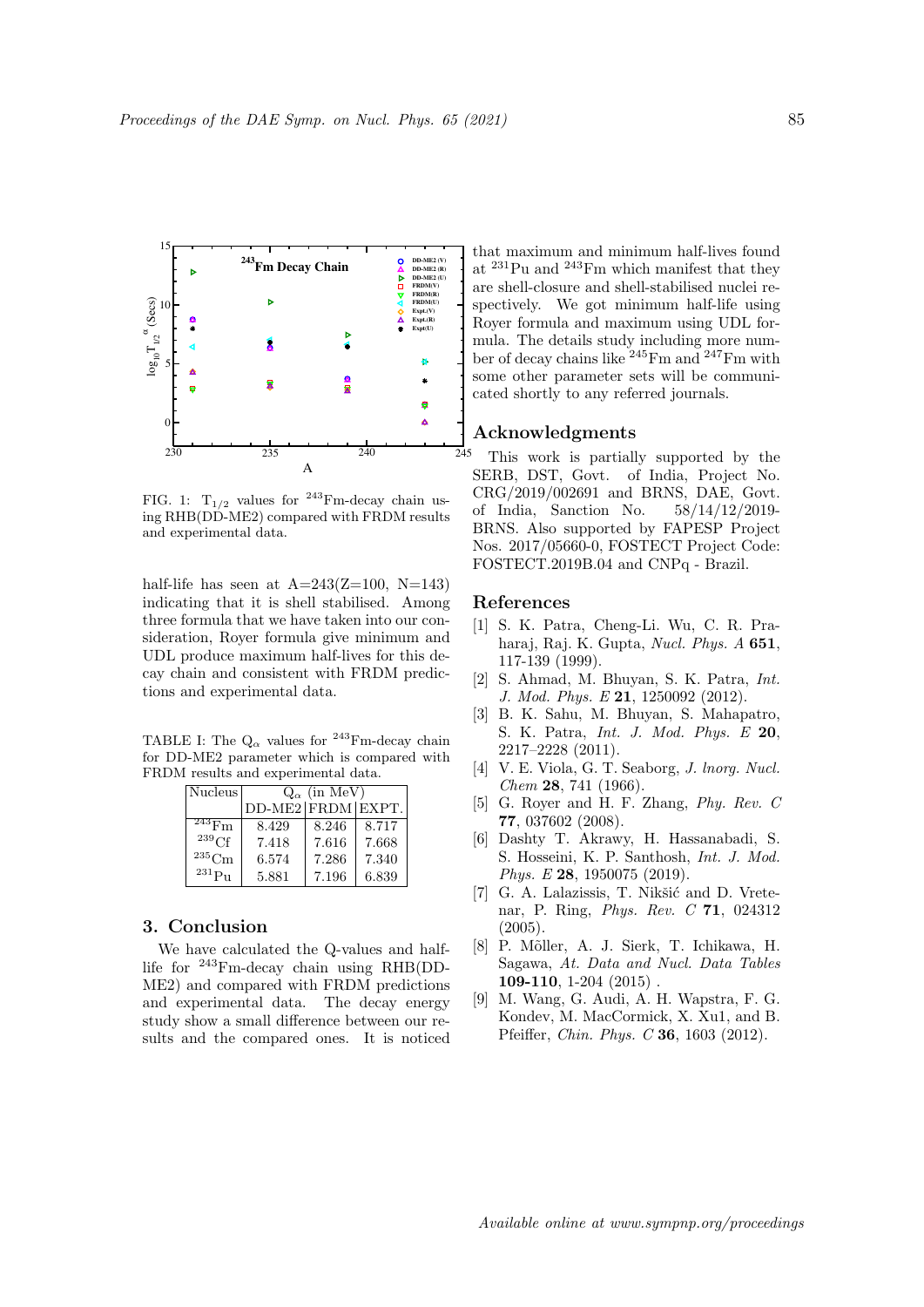$^{243}$Fm Decay Chain

DD-ME2 (V)
DD-ME2 (R)
DD-ME2 (U)
FRDM(V)
FRDM(R)
FRDM(U)
Expt.(V)
Expt.(R)
Expt(U)

15
10
5
0

230
235
240
245

A

$\log_{10} T_{1/2}^{\alpha}$ (Secs)

FIG. 1: $T_{1/2}$ values for $^{243}$Fm-decay chain using RHB(DD-ME2) compared with FRDM results and experimental data.

half-life has seen at A=243(Z=100, N=143) indicating that it is shell stabilised. Among three formula that we have taken into our consideration, Royer formula give minimum and UDL produce maximum half-lives for this decay chain and consistent with FRDM predictions and experimental data.

TABLE I: The $Q_\alpha$ values for $^{243}$Fm-decay chain for DD-ME2 parameter which is compared with FRDM results and experimental data.

| Nucleus | $Q_\alpha$ (in MeV) | | |
|---|---|---|---|
| | DD-ME2 | FRDM | EXPT. |
| $^{243}$Fm | 8.429 | 8.246 | 8.717 |
| $^{239}$Cf | 7.418 | 7.616 | 7.668 |
| $^{235}$Cm | 6.574 | 7.286 | 7.340 |
| $^{231}$Pu | 5.881 | 7.196 | 6.839 |

## 3. Conclusion

We have calculated the Q-values and half-life for $^{243}$Fm-decay chain using RHB(DD-ME2) and compared with FRDM predictions and experimental data. The decay energy study show a small difference between our results and the compared ones. It is noticed that maximum and minimum half-lives found at $^{231}$Pu and $^{243}$Fm which manifest that they are shell-closure and shell-stabilised nuclei respectively. We got minimum half-life using Royer formula and maximum using UDL formula. The details study including more number of decay chains like $^{245}$Fm and $^{247}$Fm with some other parameter sets will be communicated shortly to any referred journals.

## Acknowledgments

This work is partially supported by the SERB, DST, Govt. of India, Project No. CRG/2019/002691 and BRNS, DAE, Govt. of India, Sanction No. 58/14/12/2019-BRNS. Also supported by FAPESP Project Nos. 2017/05660-0, FOSTECT Project Code: FOSTECT.2019B.04 and CNPq - Brazil.

## References

[1] S. K. Patra, Cheng-Li. Wu, C. R. Praharaj, Raj. K. Gupta, *Nucl. Phys. A* **651**, 117-139 (1999).

[2] S. Ahmad, M. Bhuyan, S. K. Patra, *Int. J. Mod. Phys. E* **21**, 1250092 (2012).

[3] B. K. Sahu, M. Bhuyan, S. Mahapatro, S. K. Patra, *Int. J. Mod. Phys. E* **20**, 2217–2228 (2011).

[4] V. E. Viola, G. T. Seaborg, *J. lnorg. Nucl. Chem* **28**, 741 (1966).

[5] G. Royer and H. F. Zhang, *Phy. Rev. C* **77**, 037602 (2008).

[6] Dashty T. Akrawy, H. Hassanabadi, S. S. Hosseini, K. P. Santhosh, *Int. J. Mod. Phys. E* **28**, 1950075 (2019).

[7] G. A. Lalazissis, T. Nikšić and D. Vretenar, P. Ring, *Phys. Rev. C* **71**, 024312 (2005).

[8] P. Möller, A. J. Sierk, T. Ichikawa, H. Sagawa, *At. Data and Nucl. Data Tables* **109-110**, 1-204 (2015) .

[9] M. Wang, G. Audi, A. H. Wapstra, F. G. Kondev, M. MacCormick, X. Xu1, and B. Pfeiffer, *Chin. Phys. C* **36**, 1603 (2012).